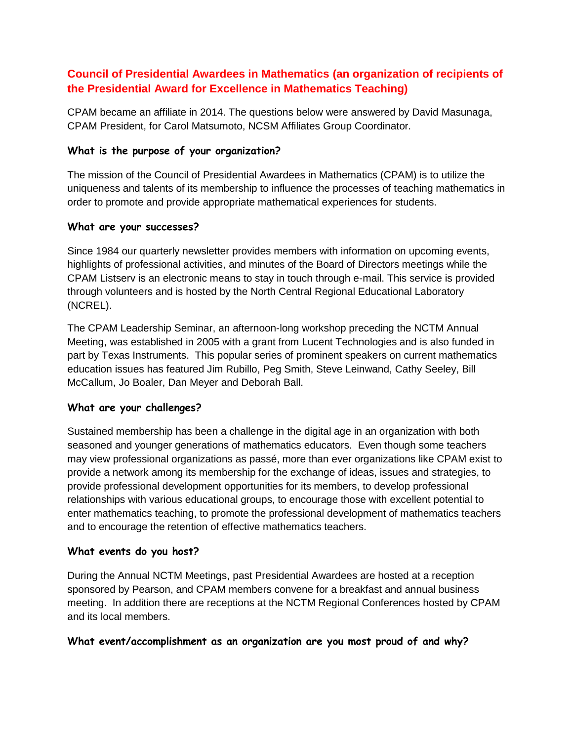## Council of Presidential Awardees in Mathematics (an organization of recipients of the Presidential Award for Excellence in Mathematics Teaching)

CPAM became an affiliate in 2014. The questions below were answered by David Masunaga, CPAM President, for Carol Matsumoto, NCSM Affiliates Group Coordinator.

### What is the purpose of your organization?

The mission of the Council of Presidential Awardees in Mathematics (CPAM) is to utilize the uniqueness and talents of its membership to influence the processes of teaching mathematics in order to promote and provide appropriate mathematical experiences for students.

### What are your successes?

Since 1984 our quarterly newsletter provides members with information on upcoming events, highlights of professional activities, and minutes of the Board of Directors meetings while the CPAM Listserv is an electronic means to stay in touch through e-mail. This service is provided through volunteers and is hosted by the North Central Regional Educational Laboratory (NCREL).

The CPAM Leadership Seminar, an afternoon-long workshop preceding the NCTM Annual Meeting, was established in 2005 with a grant from Lucent Technologies and is also funded in part by Texas Instruments. This popular series of prominent speakers on current mathematics education issues has featured Jim Rubillo, Peg Smith, Steve Leinwand, Cathy Seeley, Bill McCallum, Jo Boaler, Dan Meyer and Deborah Ball.

### What are your challenges?

Sustained membership has been a challenge in the digital age in an organization with both seasoned and younger generations of mathematics educators. Even though some teachers may view professional organizations as passé, more than ever organizations like CPAM exist to provide a network among its membership for the exchange of ideas, issues and strategies, to provide professional development opportunities for its members, to develop professional relationships with various educational groups, to encourage those with excellent potential to enter mathematics teaching, to promote the professional development of mathematics teachers and to encourage the retention of effective mathematics teachers.

### What events do you host?

During the Annual NCTM Meetings, past Presidential Awardees are hosted at a reception sponsored by Pearson, and CPAM members convene for a breakfast and annual business meeting. In addition there are receptions at the NCTM Regional Conferences hosted by CPAM and its local members.

### What event/accomplishment as an organization are you most proud of and why?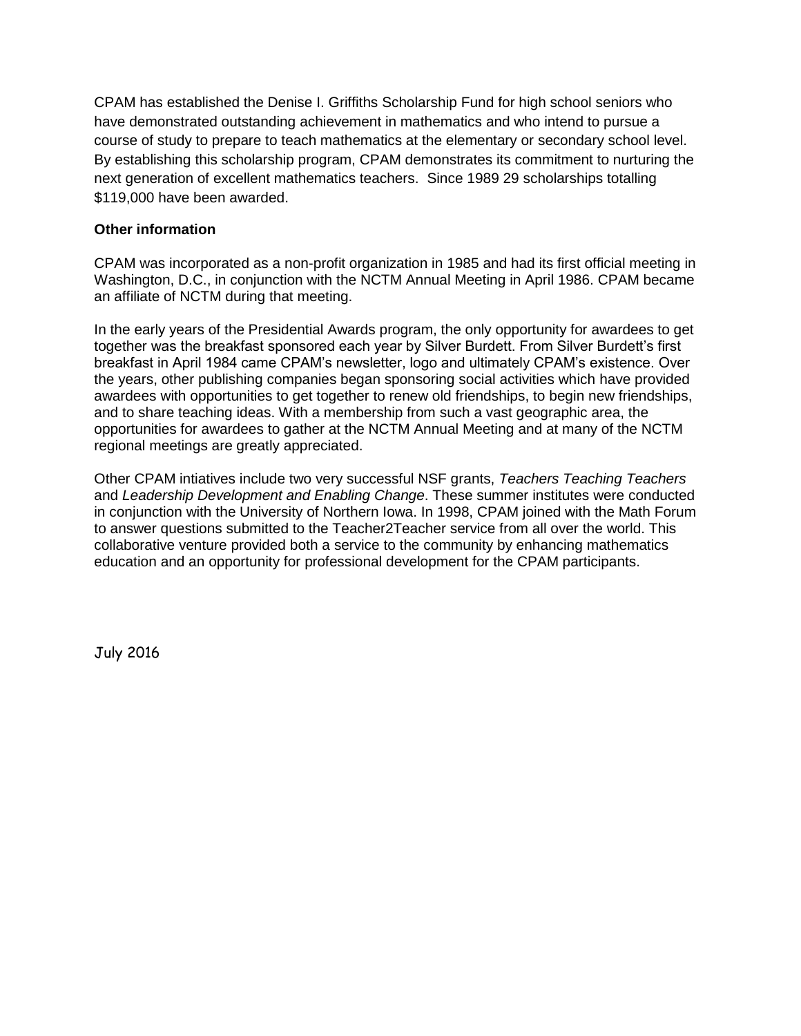CPAM has established the Denise I. Griffiths Scholarship Fund for high school seniors who have demonstrated outstanding achievement in mathematics and who intend to pursue a course of study to prepare to teach mathematics at the elementary or secondary school level. By establishing this scholarship program, CPAM demonstrates its commitment to nurturing the next generation of excellent mathematics teachers. Since 1989 29 scholarships totalling $119,000 have been awarded.

**Other information**

CPAM was incorporated as a non-profit organization in 1985 and had its first official meeting in Washington, D.C., in conjunction with the NCTM Annual Meeting in April 1986. CPAM became an affiliate of NCTM during that meeting.

In the early years of the Presidential Awards program, the only opportunity for awardees to get together was the breakfast sponsored each year by Silver Burdett. From Silver Burdett's first breakfast in April 1984 came CPAM's newsletter, logo and ultimately CPAM's existence. Over the years, other publishing companies began sponsoring social activities which have provided awardees with opportunities to get together to renew old friendships, to begin new friendships, and to share teaching ideas. With a membership from such a vast geographic area, the opportunities for awardees to gather at the NCTM Annual Meeting and at many of the NCTM regional meetings are greatly appreciated.

Other CPAM intiatives include two very successful NSF grants, *Teachers Teaching Teachers* and *Leadership Development and Enabling Change*. These summer institutes were conducted in conjunction with the University of Northern Iowa. In 1998, CPAM joined with the Math Forum to answer questions submitted to the Teacher2Teacher service from all over the world. This collaborative venture provided both a service to the community by enhancing mathematics education and an opportunity for professional development for the CPAM participants.

July 2016